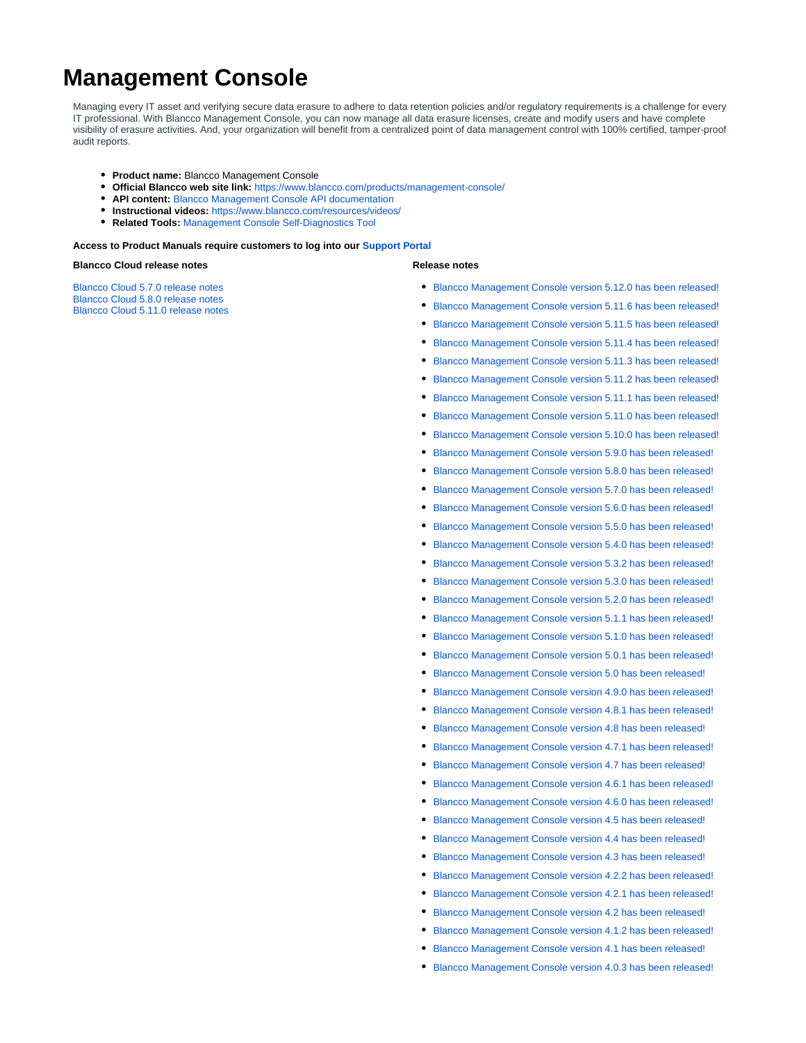# Management Console

Managing every IT asset and verifying secure data erasure to adhere to data retention policies and/or regulatory requirements is a challenge for every IT professional. With Blancco Management Console, you can now manage all data erasure licenses, create and modify users and have complete visibility of erasure activities. And, your organization will benefit from a centralized point of data management control with 100% certified, tamper-proof audit reports.

- **Product name:** Blancco Management Console
- **Official Blancco web site link:** https://www.blancco.com/products/management-console/
- **API content:** Blancco Management Console API documentation
- **Instructional videos:** https://www.blancco.com/resources/videos/
- **Related Tools:** Management Console Self-Diagnostics Tool

**Access to Product Manuals require customers to log into our Support Portal**

**Blancco Cloud release notes**

Blancco Cloud 5.7.0 release notes
Blancco Cloud 5.8.0 release notes
Blancco Cloud 5.11.0 release notes

**Release notes**

- Blancco Management Console version 5.12.0 has been released!
- Blancco Management Console version 5.11.6 has been released!
- Blancco Management Console version 5.11.5 has been released!
- Blancco Management Console version 5.11.4 has been released!
- Blancco Management Console version 5.11.3 has been released!
- Blancco Management Console version 5.11.2 has been released!
- Blancco Management Console version 5.11.1 has been released!
- Blancco Management Console version 5.11.0 has been released!
- Blancco Management Console version 5.10.0 has been released!
- Blancco Management Console version 5.9.0 has been released!
- Blancco Management Console version 5.8.0 has been released!
- Blancco Management Console version 5.7.0 has been released!
- Blancco Management Console version 5.6.0 has been released!
- Blancco Management Console version 5.5.0 has been released!
- Blancco Management Console version 5.4.0 has been released!
- Blancco Management Console version 5.3.2 has been released!
- Blancco Management Console version 5.3.0 has been released!
- Blancco Management Console version 5.2.0 has been released!
- Blancco Management Console version 5.1.1 has been released!
- Blancco Management Console version 5.1.0 has been released!
- Blancco Management Console version 5.0.1 has been released!
- Blancco Management Console version 5.0 has been released!
- Blancco Management Console version 4.9.0 has been released!
- Blancco Management Console version 4.8.1 has been released!
- Blancco Management Console version 4.8 has been released!
- Blancco Management Console version 4.7.1 has been released!
- Blancco Management Console version 4.7 has been released!
- Blancco Management Console version 4.6.1 has been released!
- Blancco Management Console version 4.6.0 has been released!
- Blancco Management Console version 4.5 has been released!
- Blancco Management Console version 4.4 has been released!
- Blancco Management Console version 4.3 has been released!
- Blancco Management Console version 4.2.2 has been released!
- Blancco Management Console version 4.2.1 has been released!
- Blancco Management Console version 4.2 has been released!
- Blancco Management Console version 4.1.2 has been released!
- Blancco Management Console version 4.1 has been released!
- Blancco Management Console version 4.0.3 has been released!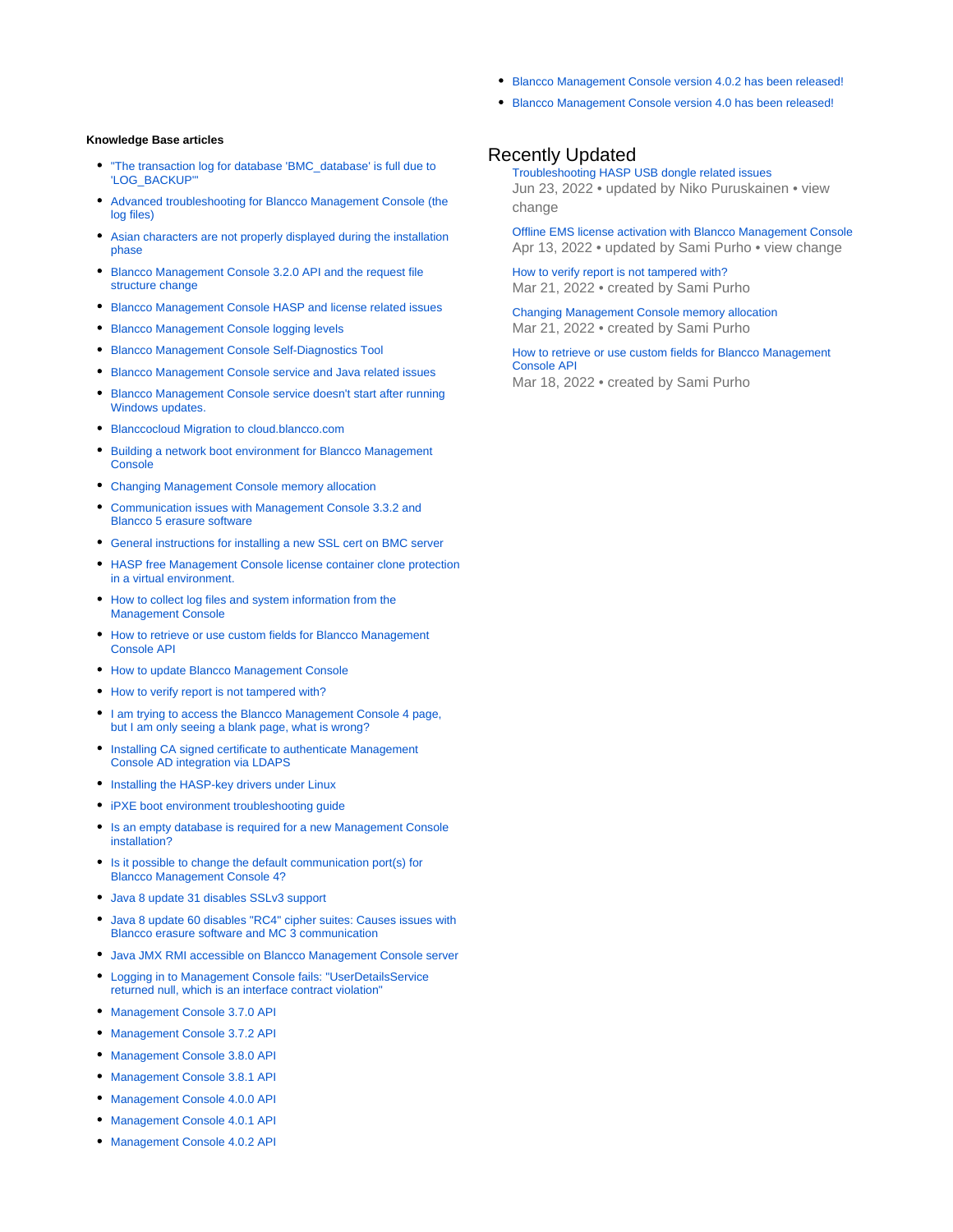- Blancco Management Console version 4.0.2 has been released!
- Blancco Management Console version 4.0 has been released!

**Knowledge Base articles**

- "The transaction log for database 'BMC_database' is full due to 'LOG_BACKUP'"
- Advanced troubleshooting for Blancco Management Console (the log files)
- Asian characters are not properly displayed during the installation phase
- Blancco Management Console 3.2.0 API and the request file structure change
- Blancco Management Console HASP and license related issues
- Blancco Management Console logging levels
- Blancco Management Console Self-Diagnostics Tool
- Blancco Management Console service and Java related issues
- Blancco Management Console service doesn't start after running Windows updates.
- Blanccocloud Migration to cloud.blancco.com
- Building a network boot environment for Blancco Management Console
- Changing Management Console memory allocation
- Communication issues with Management Console 3.3.2 and Blancco 5 erasure software
- General instructions for installing a new SSL cert on BMC server
- HASP free Management Console license container clone protection in a virtual environment.
- How to collect log files and system information from the Management Console
- How to retrieve or use custom fields for Blancco Management Console API
- How to update Blancco Management Console
- How to verify report is not tampered with?
- I am trying to access the Blancco Management Console 4 page, but I am only seeing a blank page, what is wrong?
- Installing CA signed certificate to authenticate Management Console AD integration via LDAPS
- Installing the HASP-key drivers under Linux
- iPXE boot environment troubleshooting guide
- Is an empty database is required for a new Management Console installation?
- Is it possible to change the default communication port(s) for Blancco Management Console 4?
- Java 8 update 31 disables SSLv3 support
- Java 8 update 60 disables "RC4" cipher suites: Causes issues with Blancco erasure software and MC 3 communication
- Java JMX RMI accessible on Blancco Management Console server
- Logging in to Management Console fails: "UserDetailsService returned null, which is an interface contract violation"
- Management Console 3.7.0 API
- Management Console 3.7.2 API
- Management Console 3.8.0 API
- Management Console 3.8.1 API
- Management Console 4.0.0 API
- Management Console 4.0.1 API
- Management Console 4.0.2 API

## Recently Updated

Troubleshooting HASP USB dongle related issues
Jun 23, 2022 • updated by Niko Puruskainen • view change

Offline EMS license activation with Blancco Management Console
Apr 13, 2022 • updated by Sami Purho • view change

How to verify report is not tampered with?
Mar 21, 2022 • created by Sami Purho

Changing Management Console memory allocation
Mar 21, 2022 • created by Sami Purho

How to retrieve or use custom fields for Blancco Management Console API
Mar 18, 2022 • created by Sami Purho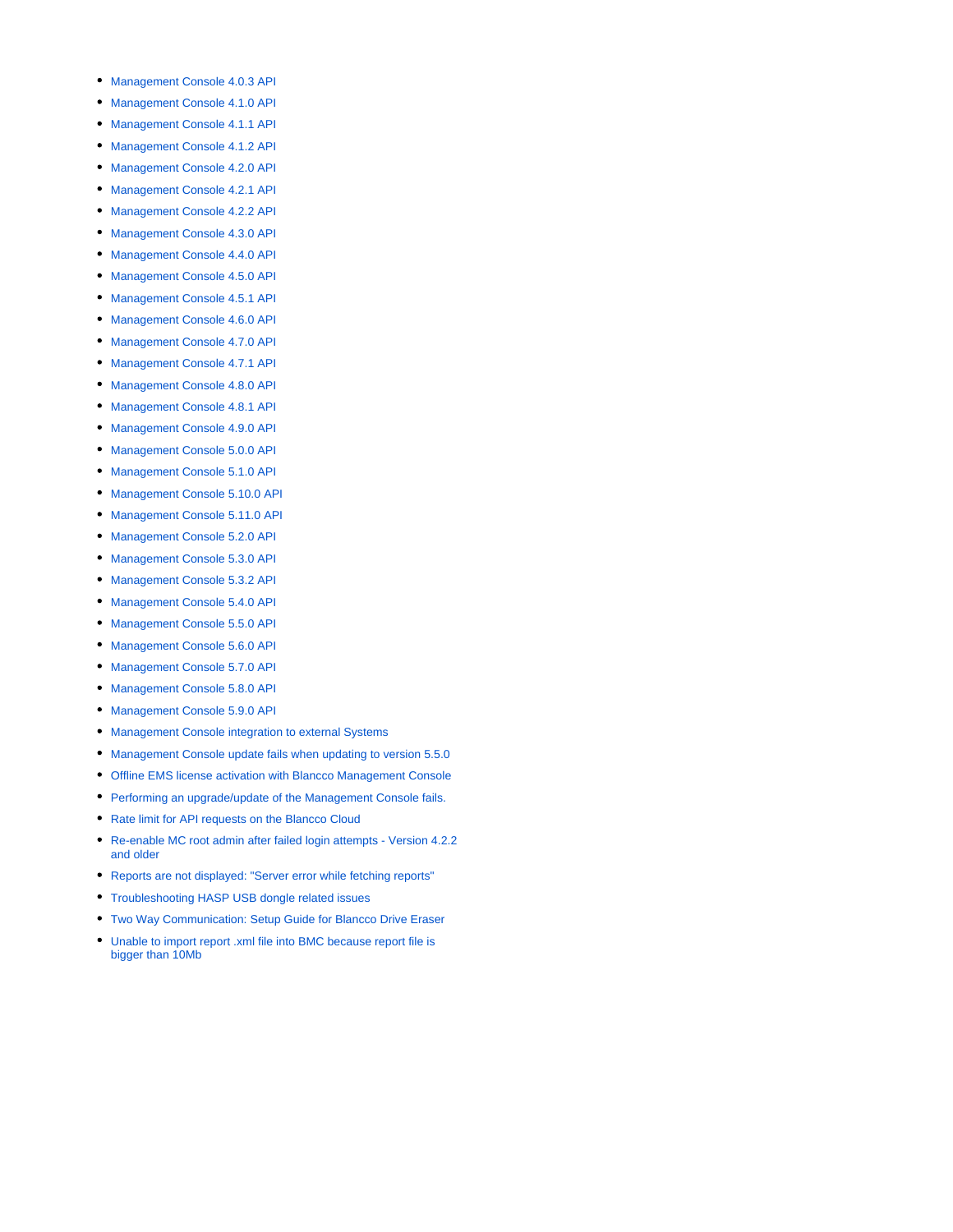- Management Console 4.0.3 API
- Management Console 4.1.0 API
- Management Console 4.1.1 API
- Management Console 4.1.2 API
- Management Console 4.2.0 API
- Management Console 4.2.1 API
- Management Console 4.2.2 API
- Management Console 4.3.0 API
- Management Console 4.4.0 API
- Management Console 4.5.0 API
- Management Console 4.5.1 API
- Management Console 4.6.0 API
- Management Console 4.7.0 API
- Management Console 4.7.1 API
- Management Console 4.8.0 API
- Management Console 4.8.1 API
- Management Console 4.9.0 API
- Management Console 5.0.0 API
- Management Console 5.1.0 API
- Management Console 5.10.0 API
- Management Console 5.11.0 API
- Management Console 5.2.0 API
- Management Console 5.3.0 API
- Management Console 5.3.2 API
- Management Console 5.4.0 API
- Management Console 5.5.0 API
- Management Console 5.6.0 API
- Management Console 5.7.0 API
- Management Console 5.8.0 API
- Management Console 5.9.0 API
- Management Console integration to external Systems
- Management Console update fails when updating to version 5.5.0
- Offline EMS license activation with Blancco Management Console
- Performing an upgrade/update of the Management Console fails.
- Rate limit for API requests on the Blancco Cloud
- Re-enable MC root admin after failed login attempts - Version 4.2.2 and older
- Reports are not displayed: "Server error while fetching reports"
- Troubleshooting HASP USB dongle related issues
- Two Way Communication: Setup Guide for Blancco Drive Eraser
- Unable to import report .xml file into BMC because report file is bigger than 10Mb